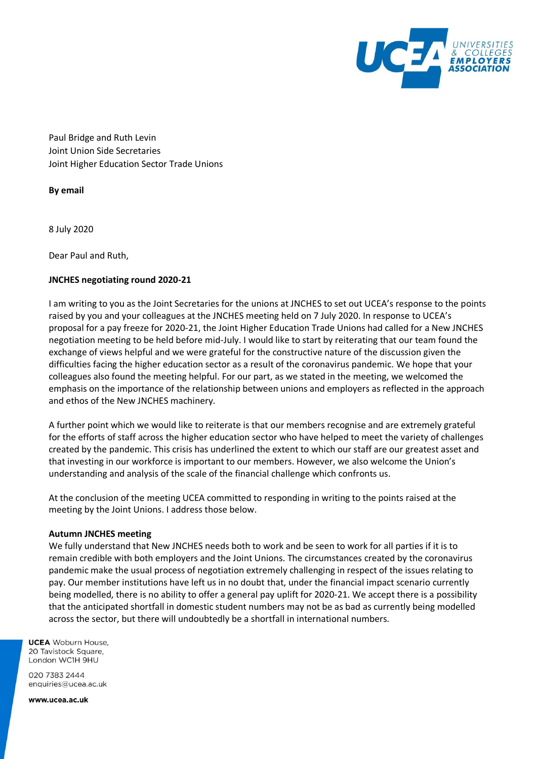Paul Bridge and Ruth Levin
Joint Union Side Secretaries
Joint Higher Education Sector Trade Unions

**By email**

8 July 2020

Dear Paul and Ruth,

**JNCHES negotiating round 2020-21**

I am writing to you as the Joint Secretaries for the unions at JNCHES to set out UCEA's response to the points raised by you and your colleagues at the JNCHES meeting held on 7 July 2020. In response to UCEA's proposal for a pay freeze for 2020-21, the Joint Higher Education Trade Unions had called for a New JNCHES negotiation meeting to be held before mid-July. I would like to start by reiterating that our team found the exchange of views helpful and we were grateful for the constructive nature of the discussion given the difficulties facing the higher education sector as a result of the coronavirus pandemic. We hope that your colleagues also found the meeting helpful. For our part, as we stated in the meeting, we welcomed the emphasis on the importance of the relationship between unions and employers as reflected in the approach and ethos of the New JNCHES machinery.

A further point which we would like to reiterate is that our members recognise and are extremely grateful for the efforts of staff across the higher education sector who have helped to meet the variety of challenges created by the pandemic. This crisis has underlined the extent to which our staff are our greatest asset and that investing in our workforce is important to our members. However, we also welcome the Union's understanding and analysis of the scale of the financial challenge which confronts us.

At the conclusion of the meeting UCEA committed to responding in writing to the points raised at the meeting by the Joint Unions. I address those below.

**Autumn JNCHES meeting**

We fully understand that New JNCHES needs both to work and be seen to work for all parties if it is to remain credible with both employers and the Joint Unions. The circumstances created by the coronavirus pandemic make the usual process of negotiation extremely challenging in respect of the issues relating to pay. Our member institutions have left us in no doubt that, under the financial impact scenario currently being modelled, there is no ability to offer a general pay uplift for 2020-21. We accept there is a possibility that the anticipated shortfall in domestic student numbers may not be as bad as currently being modelled across the sector, but there will undoubtedly be a shortfall in international numbers.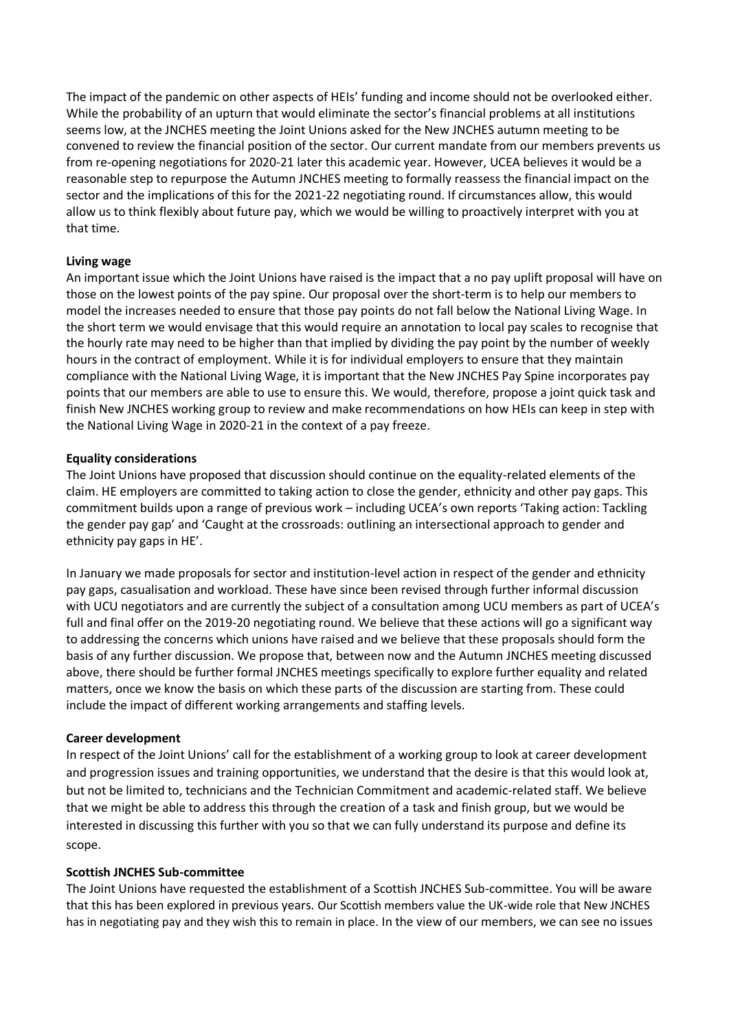The impact of the pandemic on other aspects of HEIs' funding and income should not be overlooked either. While the probability of an upturn that would eliminate the sector's financial problems at all institutions seems low, at the JNCHES meeting the Joint Unions asked for the New JNCHES autumn meeting to be convened to review the financial position of the sector. Our current mandate from our members prevents us from re-opening negotiations for 2020-21 later this academic year. However, UCEA believes it would be a reasonable step to repurpose the Autumn JNCHES meeting to formally reassess the financial impact on the sector and the implications of this for the 2021-22 negotiating round. If circumstances allow, this would allow us to think flexibly about future pay, which we would be willing to proactively interpret with you at that time.

**Living wage**

An important issue which the Joint Unions have raised is the impact that a no pay uplift proposal will have on those on the lowest points of the pay spine. Our proposal over the short-term is to help our members to model the increases needed to ensure that those pay points do not fall below the National Living Wage. In the short term we would envisage that this would require an annotation to local pay scales to recognise that the hourly rate may need to be higher than that implied by dividing the pay point by the number of weekly hours in the contract of employment. While it is for individual employers to ensure that they maintain compliance with the National Living Wage, it is important that the New JNCHES Pay Spine incorporates pay points that our members are able to use to ensure this. We would, therefore, propose a joint quick task and finish New JNCHES working group to review and make recommendations on how HEIs can keep in step with the National Living Wage in 2020-21 in the context of a pay freeze.

**Equality considerations**

The Joint Unions have proposed that discussion should continue on the equality-related elements of the claim. HE employers are committed to taking action to close the gender, ethnicity and other pay gaps. This commitment builds upon a range of previous work – including UCEA's own reports 'Taking action: Tackling the gender pay gap' and 'Caught at the crossroads: outlining an intersectional approach to gender and ethnicity pay gaps in HE'.

In January we made proposals for sector and institution-level action in respect of the gender and ethnicity pay gaps, casualisation and workload. These have since been revised through further informal discussion with UCU negotiators and are currently the subject of a consultation among UCU members as part of UCEA's full and final offer on the 2019-20 negotiating round. We believe that these actions will go a significant way to addressing the concerns which unions have raised and we believe that these proposals should form the basis of any further discussion. We propose that, between now and the Autumn JNCHES meeting discussed above, there should be further formal JNCHES meetings specifically to explore further equality and related matters, once we know the basis on which these parts of the discussion are starting from. These could include the impact of different working arrangements and staffing levels.

**Career development**

In respect of the Joint Unions' call for the establishment of a working group to look at career development and progression issues and training opportunities, we understand that the desire is that this would look at, but not be limited to, technicians and the Technician Commitment and academic-related staff. We believe that we might be able to address this through the creation of a task and finish group, but we would be interested in discussing this further with you so that we can fully understand its purpose and define its scope.

**Scottish JNCHES Sub-committee**

The Joint Unions have requested the establishment of a Scottish JNCHES Sub-committee. You will be aware that this has been explored in previous years. Our Scottish members value the UK-wide role that New JNCHES has in negotiating pay and they wish this to remain in place. In the view of our members, we can see no issues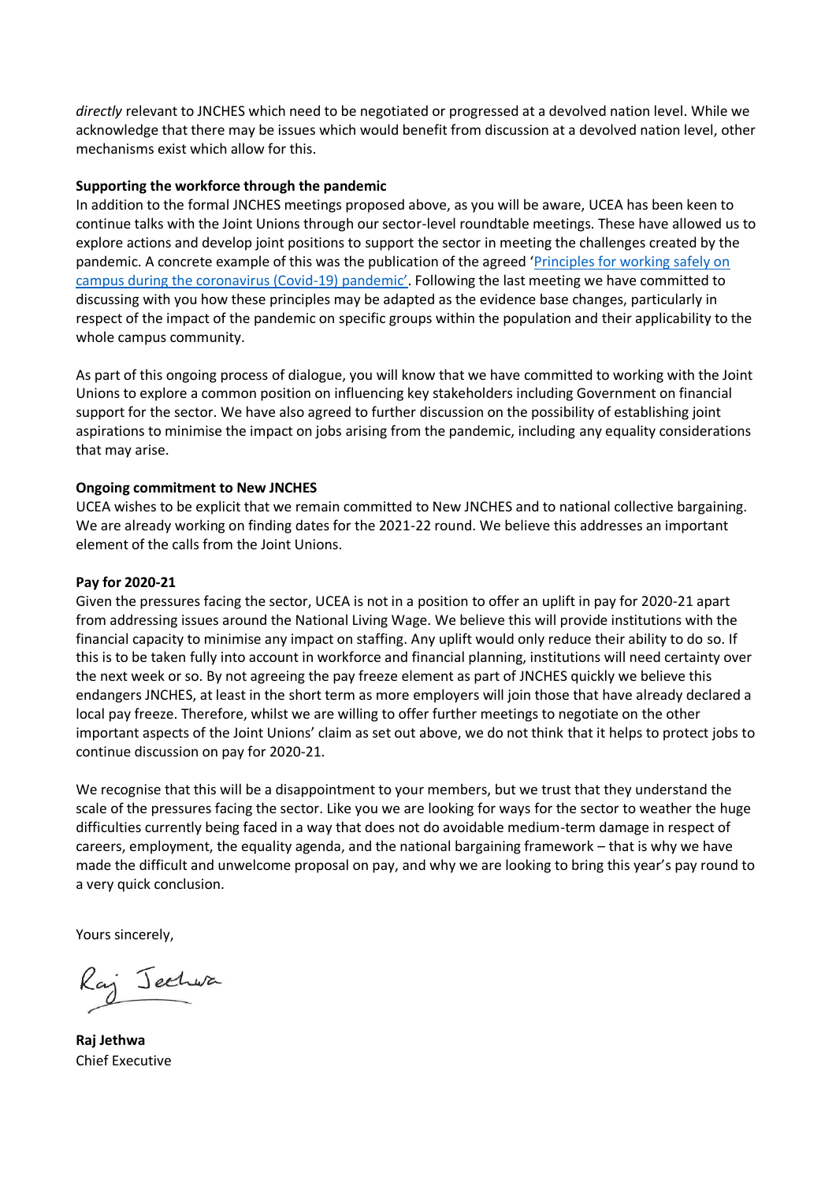*directly* relevant to JNCHES which need to be negotiated or progressed at a devolved nation level. While we acknowledge that there may be issues which would benefit from discussion at a devolved nation level, other mechanisms exist which allow for this.

**Supporting the workforce through the pandemic**

In addition to the formal JNCHES meetings proposed above, as you will be aware, UCEA has been keen to continue talks with the Joint Unions through our sector-level roundtable meetings. These have allowed us to explore actions and develop joint positions to support the sector in meeting the challenges created by the pandemic. A concrete example of this was the publication of the agreed 'Principles for working safely on campus during the coronavirus (Covid-19) pandemic'. Following the last meeting we have committed to discussing with you how these principles may be adapted as the evidence base changes, particularly in respect of the impact of the pandemic on specific groups within the population and their applicability to the whole campus community.

As part of this ongoing process of dialogue, you will know that we have committed to working with the Joint Unions to explore a common position on influencing key stakeholders including Government on financial support for the sector. We have also agreed to further discussion on the possibility of establishing joint aspirations to minimise the impact on jobs arising from the pandemic, including any equality considerations that may arise.

**Ongoing commitment to New JNCHES**

UCEA wishes to be explicit that we remain committed to New JNCHES and to national collective bargaining. We are already working on finding dates for the 2021-22 round. We believe this addresses an important element of the calls from the Joint Unions.

**Pay for 2020-21**

Given the pressures facing the sector, UCEA is not in a position to offer an uplift in pay for 2020-21 apart from addressing issues around the National Living Wage. We believe this will provide institutions with the financial capacity to minimise any impact on staffing. Any uplift would only reduce their ability to do so. If this is to be taken fully into account in workforce and financial planning, institutions will need certainty over the next week or so. By not agreeing the pay freeze element as part of JNCHES quickly we believe this endangers JNCHES, at least in the short term as more employers will join those that have already declared a local pay freeze. Therefore, whilst we are willing to offer further meetings to negotiate on the other important aspects of the Joint Unions' claim as set out above, we do not think that it helps to protect jobs to continue discussion on pay for 2020-21.

We recognise that this will be a disappointment to your members, but we trust that they understand the scale of the pressures facing the sector. Like you we are looking for ways for the sector to weather the huge difficulties currently being faced in a way that does not do avoidable medium-term damage in respect of careers, employment, the equality agenda, and the national bargaining framework – that is why we have made the difficult and unwelcome proposal on pay, and why we are looking to bring this year's pay round to a very quick conclusion.

Yours sincerely,

Raj Jethwa

**Raj Jethwa**
Chief Executive